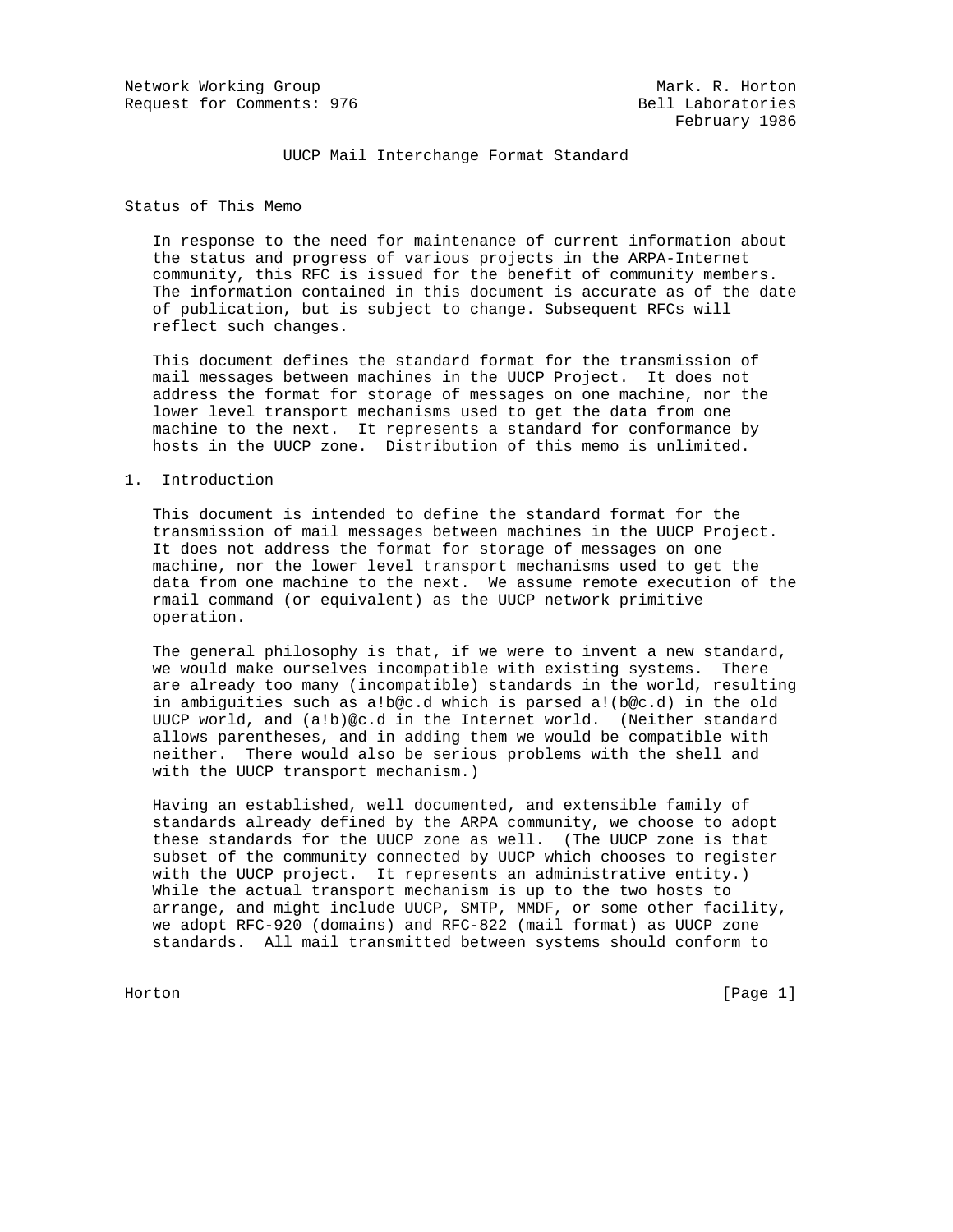Network Working Group  
Request for Comments: 976

Mark. R. Horton  
Bell Laboratories  
February 1986

# UUCP Mail Interchange Format Standard

## Status of This Memo

In response to the need for maintenance of current information about the status and progress of various projects in the ARPA-Internet community, this RFC is issued for the benefit of community members. The information contained in this document is accurate as of the date of publication, but is subject to change. Subsequent RFCs will reflect such changes.

This document defines the standard format for the transmission of mail messages between machines in the UUCP Project. It does not address the format for storage of messages on one machine, nor the lower level transport mechanisms used to get the data from one machine to the next. It represents a standard for conformance by hosts in the UUCP zone. Distribution of this memo is unlimited.

## 1. Introduction

This document is intended to define the standard format for the transmission of mail messages between machines in the UUCP Project. It does not address the format for storage of messages on one machine, nor the lower level transport mechanisms used to get the data from one machine to the next. We assume remote execution of the rmail command (or equivalent) as the UUCP network primitive operation.

The general philosophy is that, if we were to invent a new standard, we would make ourselves incompatible with existing systems. There are already too many (incompatible) standards in the world, resulting in ambiguities such as a!b@c.d which is parsed a!(b@c.d) in the old UUCP world, and (a!b)@c.d in the Internet world. (Neither standard allows parentheses, and in adding them we would be compatible with neither. There would also be serious problems with the shell and with the UUCP transport mechanism.)

Having an established, well documented, and extensible family of standards already defined by the ARPA community, we choose to adopt these standards for the UUCP zone as well. (The UUCP zone is that subset of the community connected by UUCP which chooses to register with the UUCP project. It represents an administrative entity.) While the actual transport mechanism is up to the two hosts to arrange, and might include UUCP, SMTP, MMDF, or some other facility, we adopt RFC-920 (domains) and RFC-822 (mail format) as UUCP zone standards. All mail transmitted between systems should conform to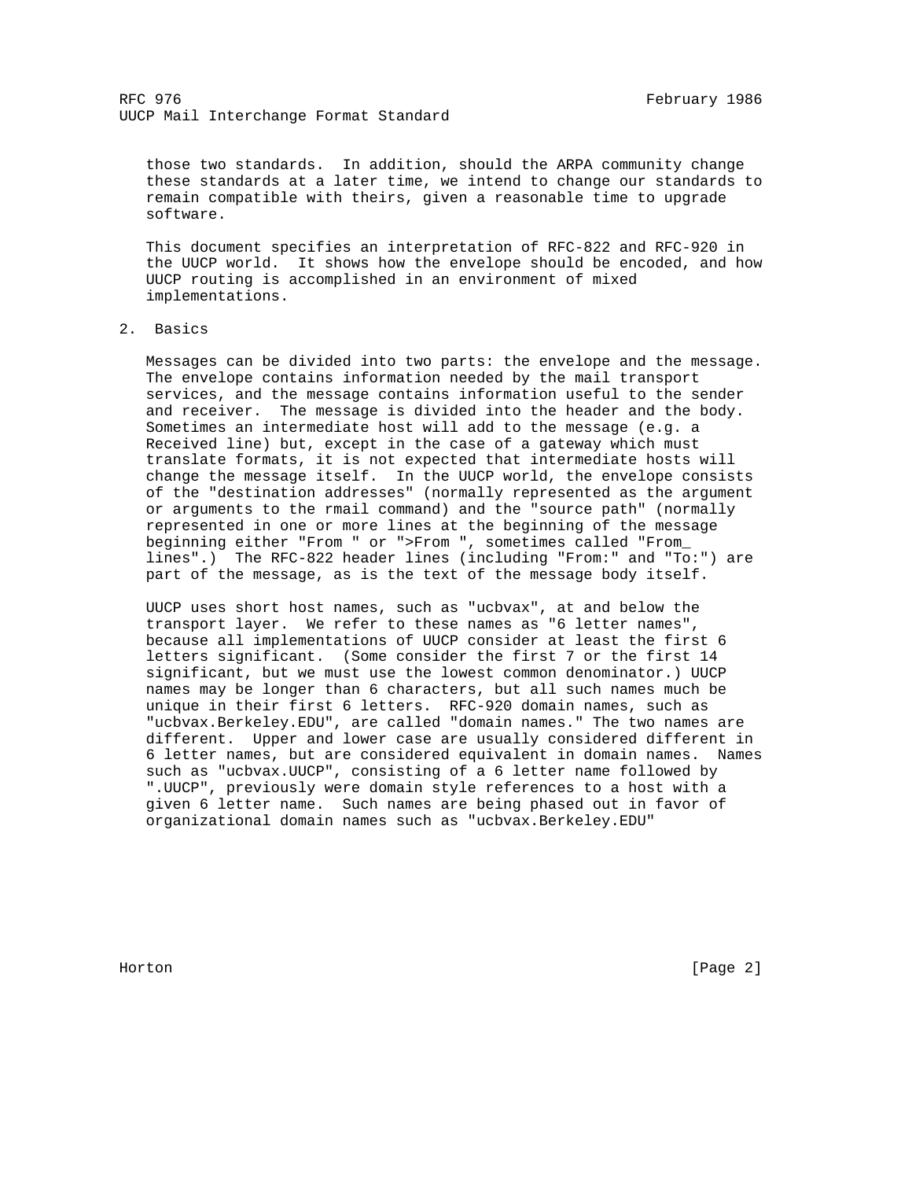those two standards. In addition, should the ARPA community change these standards at a later time, we intend to change our standards to remain compatible with theirs, given a reasonable time to upgrade software.

This document specifies an interpretation of RFC-822 and RFC-920 in the UUCP world. It shows how the envelope should be encoded, and how UUCP routing is accomplished in an environment of mixed implementations.

## 2. Basics

Messages can be divided into two parts: the envelope and the message. The envelope contains information needed by the mail transport services, and the message contains information useful to the sender and receiver. The message is divided into the header and the body. Sometimes an intermediate host will add to the message (e.g. a Received line) but, except in the case of a gateway which must translate formats, it is not expected that intermediate hosts will change the message itself. In the UUCP world, the envelope consists of the "destination addresses" (normally represented as the argument or arguments to the rmail command) and the "source path" (normally represented in one or more lines at the beginning of the message beginning either "From " or ">From ", sometimes called "From_ lines".) The RFC-822 header lines (including "From:" and "To:") are part of the message, as is the text of the message body itself.

UUCP uses short host names, such as "ucbvax", at and below the transport layer. We refer to these names as "6 letter names", because all implementations of UUCP consider at least the first 6 letters significant. (Some consider the first 7 or the first 14 significant, but we must use the lowest common denominator.) UUCP names may be longer than 6 characters, but all such names much be unique in their first 6 letters. RFC-920 domain names, such as "ucbvax.Berkeley.EDU", are called "domain names." The two names are different. Upper and lower case are usually considered different in 6 letter names, but are considered equivalent in domain names. Names such as "ucbvax.UUCP", consisting of a 6 letter name followed by ".UUCP", previously were domain style references to a host with a given 6 letter name. Such names are being phased out in favor of organizational domain names such as "ucbvax.Berkeley.EDU"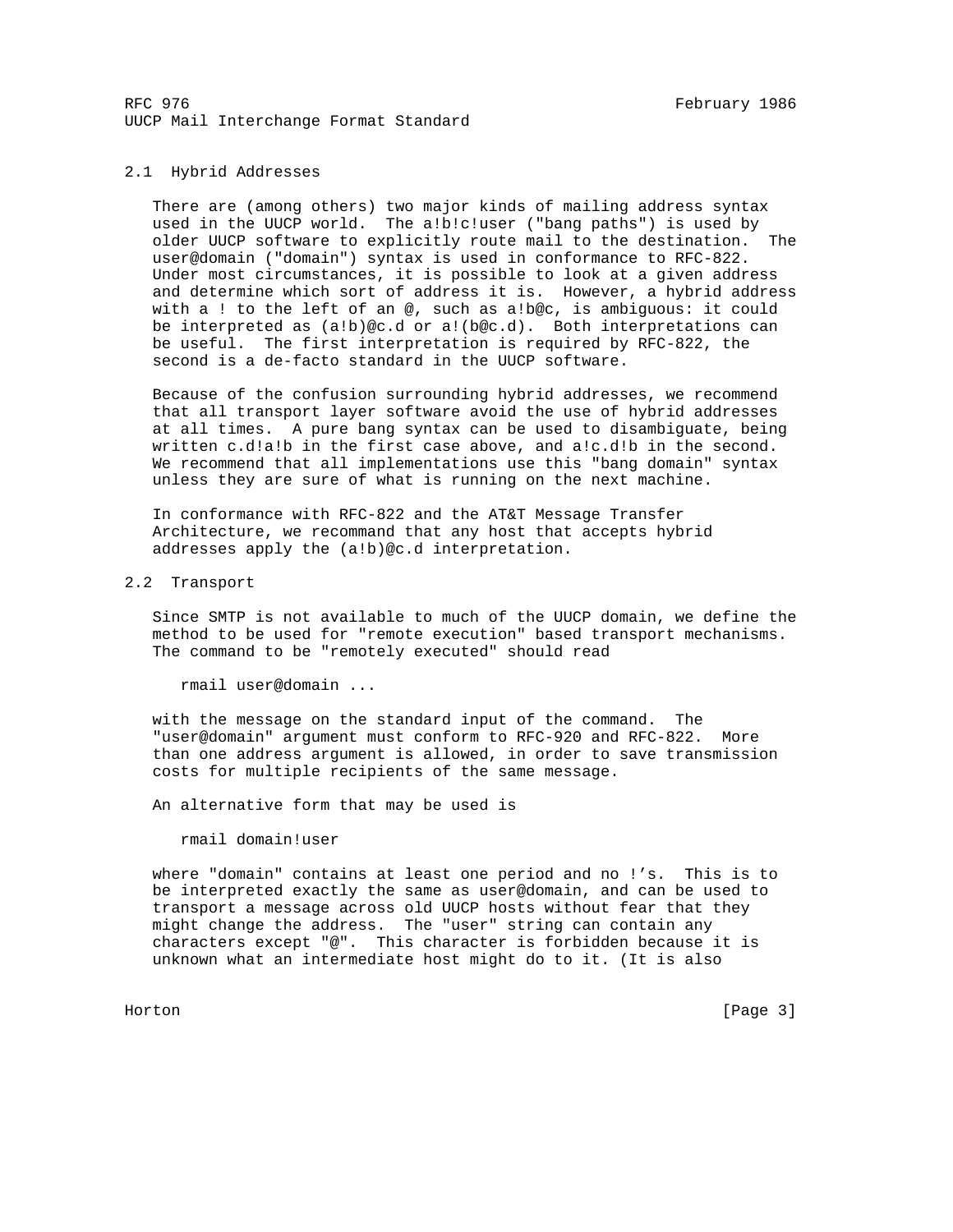## 2.1 Hybrid Addresses

There are (among others) two major kinds of mailing address syntax used in the UUCP world. The a!b!c!user ("bang paths") is used by older UUCP software to explicitly route mail to the destination. The user@domain ("domain") syntax is used in conformance to RFC-822. Under most circumstances, it is possible to look at a given address and determine which sort of address it is. However, a hybrid address with a ! to the left of an @, such as a!b@c, is ambiguous: it could be interpreted as (a!b)@c.d or a!(b@c.d). Both interpretations can be useful. The first interpretation is required by RFC-822, the second is a de-facto standard in the UUCP software.

Because of the confusion surrounding hybrid addresses, we recommend that all transport layer software avoid the use of hybrid addresses at all times. A pure bang syntax can be used to disambiguate, being written c.d!a!b in the first case above, and a!c.d!b in the second. We recommend that all implementations use this "bang domain" syntax unless they are sure of what is running on the next machine.

In conformance with RFC-822 and the AT&T Message Transfer Architecture, we recommand that any host that accepts hybrid addresses apply the (a!b)@c.d interpretation.

## 2.2 Transport

Since SMTP is not available to much of the UUCP domain, we define the method to be used for "remote execution" based transport mechanisms. The command to be "remotely executed" should read

```
rmail user@domain ...
```

with the message on the standard input of the command. The "user@domain" argument must conform to RFC-920 and RFC-822. More than one address argument is allowed, in order to save transmission costs for multiple recipients of the same message.

An alternative form that may be used is

```
rmail domain!user
```

where "domain" contains at least one period and no !'s. This is to be interpreted exactly the same as user@domain, and can be used to transport a message across old UUCP hosts without fear that they might change the address. The "user" string can contain any characters except "@". This character is forbidden because it is unknown what an intermediate host might do to it. (It is also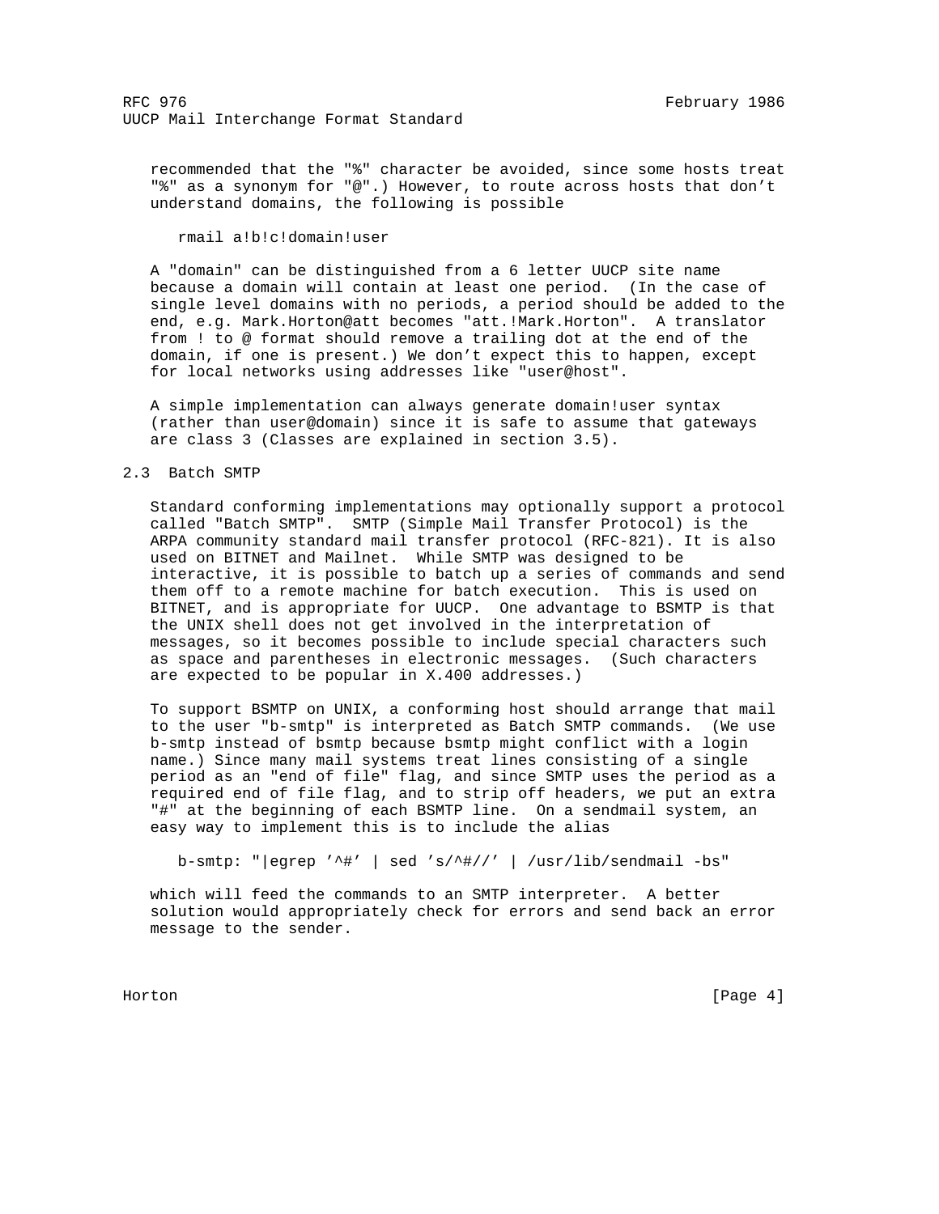recommended that the "%" character be avoided, since some hosts treat "%" as a synonym for "@".) However, to route across hosts that don't understand domains, the following is possible

```
rmail a!b!c!domain!user
```

A "domain" can be distinguished from a 6 letter UUCP site name because a domain will contain at least one period. (In the case of single level domains with no periods, a period should be added to the end, e.g. Mark.Horton@att becomes "att.!Mark.Horton". A translator from ! to @ format should remove a trailing dot at the end of the domain, if one is present.) We don't expect this to happen, except for local networks using addresses like "user@host".

A simple implementation can always generate domain!user syntax (rather than user@domain) since it is safe to assume that gateways are class 3 (Classes are explained in section 3.5).

## 2.3 Batch SMTP

Standard conforming implementations may optionally support a protocol called "Batch SMTP". SMTP (Simple Mail Transfer Protocol) is the ARPA community standard mail transfer protocol (RFC-821). It is also used on BITNET and Mailnet. While SMTP was designed to be interactive, it is possible to batch up a series of commands and send them off to a remote machine for batch execution. This is used on BITNET, and is appropriate for UUCP. One advantage to BSMTP is that the UNIX shell does not get involved in the interpretation of messages, so it becomes possible to include special characters such as space and parentheses in electronic messages. (Such characters are expected to be popular in X.400 addresses.)

To support BSMTP on UNIX, a conforming host should arrange that mail to the user "b-smtp" is interpreted as Batch SMTP commands. (We use b-smtp instead of bsmtp because bsmtp might conflict with a login name.) Since many mail systems treat lines consisting of a single period as an "end of file" flag, and since SMTP uses the period as a required end of file flag, and to strip off headers, we put an extra "#" at the beginning of each BSMTP line. On a sendmail system, an easy way to implement this is to include the alias

```
b-smtp: "|egrep '^#' | sed 's/^#//' | /usr/lib/sendmail -bs"
```

which will feed the commands to an SMTP interpreter. A better solution would appropriately check for errors and send back an error message to the sender.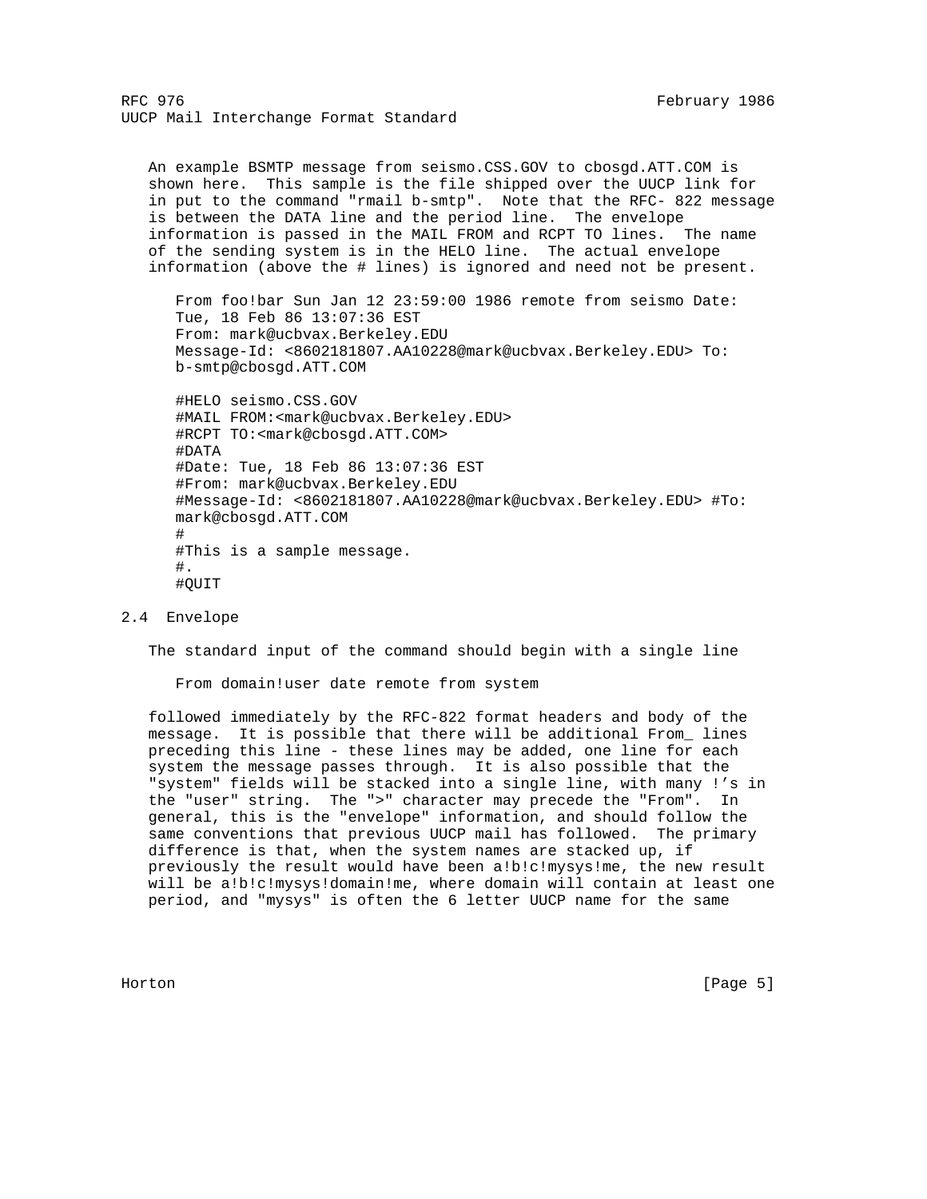An example BSMTP message from seismo.CSS.GOV to cbosgd.ATT.COM is shown here. This sample is the file shipped over the UUCP link for in put to the command "rmail b-smtp". Note that the RFC- 822 message is between the DATA line and the period line. The envelope information is passed in the MAIL FROM and RCPT TO lines. The name of the sending system is in the HELO line. The actual envelope information (above the # lines) is ignored and need not be present.

```
From foo!bar Sun Jan 12 23:59:00 1986 remote from seismo Date:
Tue, 18 Feb 86 13:07:36 EST
From: mark@ucbvax.Berkeley.EDU
Message-Id: <8602181807.AA10228@mark@ucbvax.Berkeley.EDU> To:
b-smtp@cbosgd.ATT.COM

#HELO seismo.CSS.GOV
#MAIL FROM:<mark@ucbvax.Berkeley.EDU>
#RCPT TO:<mark@cbosgd.ATT.COM>
#DATA
#Date: Tue, 18 Feb 86 13:07:36 EST
#From: mark@ucbvax.Berkeley.EDU
#Message-Id: <8602181807.AA10228@mark@ucbvax.Berkeley.EDU> #To:
mark@cbosgd.ATT.COM
#
#This is a sample message.
#.
#QUIT
```

## 2.4 Envelope

The standard input of the command should begin with a single line

```
From domain!user date remote from system
```

followed immediately by the RFC-822 format headers and body of the message. It is possible that there will be additional From_ lines preceding this line - these lines may be added, one line for each system the message passes through. It is also possible that the "system" fields will be stacked into a single line, with many !'s in the "user" string. The ">" character may precede the "From". In general, this is the "envelope" information, and should follow the same conventions that previous UUCP mail has followed. The primary difference is that, when the system names are stacked up, if previously the result would have been a!b!c!mysys!me, the new result will be a!b!c!mysys!domain!me, where domain will contain at least one period, and "mysys" is often the 6 letter UUCP name for the same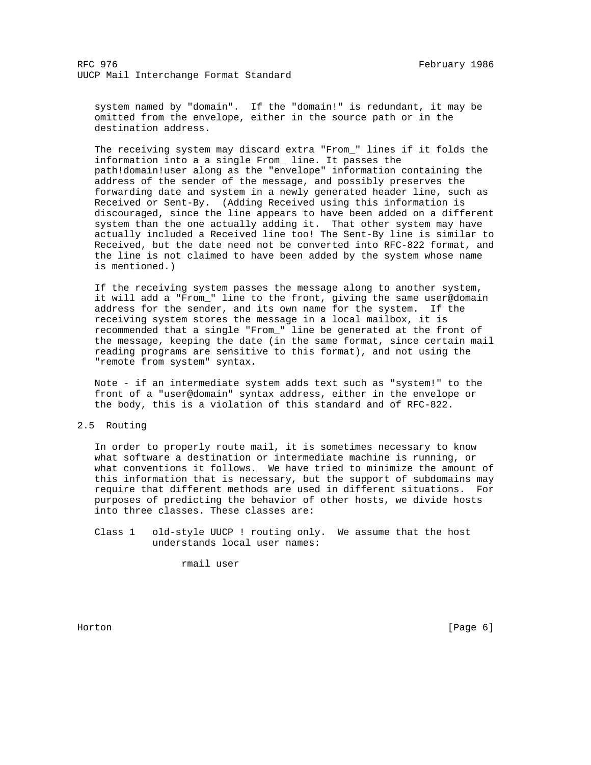system named by "domain". If the "domain!" is redundant, it may be omitted from the envelope, either in the source path or in the destination address.

The receiving system may discard extra "From_" lines if it folds the information into a a single From_ line. It passes the path!domain!user along as the "envelope" information containing the address of the sender of the message, and possibly preserves the forwarding date and system in a newly generated header line, such as Received or Sent-By. (Adding Received using this information is discouraged, since the line appears to have been added on a different system than the one actually adding it. That other system may have actually included a Received line too! The Sent-By line is similar to Received, but the date need not be converted into RFC-822 format, and the line is not claimed to have been added by the system whose name is mentioned.)

If the receiving system passes the message along to another system, it will add a "From_" line to the front, giving the same user@domain address for the sender, and its own name for the system. If the receiving system stores the message in a local mailbox, it is recommended that a single "From_" line be generated at the front of the message, keeping the date (in the same format, since certain mail reading programs are sensitive to this format), and not using the "remote from system" syntax.

Note - if an intermediate system adds text such as "system!" to the front of a "user@domain" syntax address, either in the envelope or the body, this is a violation of this standard and of RFC-822.

## 2.5 Routing

In order to properly route mail, it is sometimes necessary to know what software a destination or intermediate machine is running, or what conventions it follows. We have tried to minimize the amount of this information that is necessary, but the support of subdomains may require that different methods are used in different situations. For purposes of predicting the behavior of other hosts, we divide hosts into three classes. These classes are:

Class 1 old-style UUCP ! routing only. We assume that the host understands local user names:

```
rmail user
```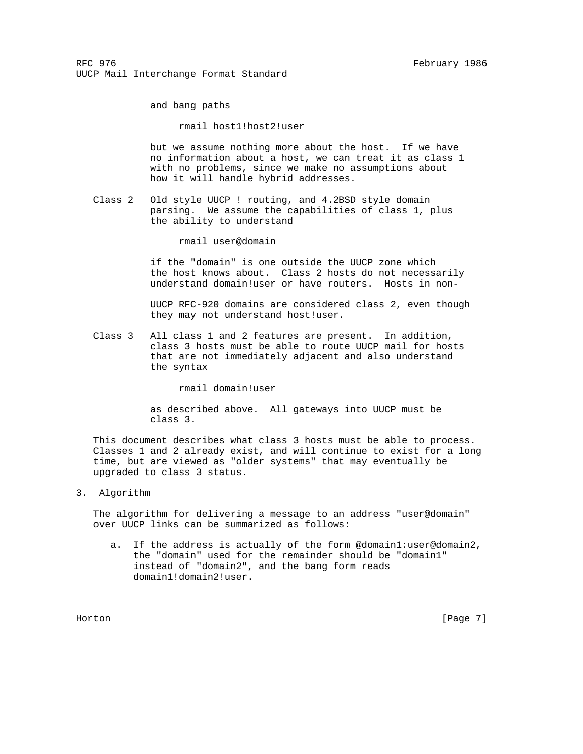and bang paths

```
rmail host1!host2!user
```

but we assume nothing more about the host. If we have no information about a host, we can treat it as class 1 with no problems, since we make no assumptions about how it will handle hybrid addresses.

Class 2 Old style UUCP ! routing, and 4.2BSD style domain parsing. We assume the capabilities of class 1, plus the ability to understand

```
rmail user@domain
```

if the "domain" is one outside the UUCP zone which the host knows about. Class 2 hosts do not necessarily understand domain!user or have routers. Hosts in non-UUCP RFC-920 domains are considered class 2, even though they may not understand host!user.

Class 3 All class 1 and 2 features are present. In addition, class 3 hosts must be able to route UUCP mail for hosts that are not immediately adjacent and also understand the syntax

```
rmail domain!user
```

as described above. All gateways into UUCP must be class 3.

This document describes what class 3 hosts must be able to process. Classes 1 and 2 already exist, and will continue to exist for a long time, but are viewed as "older systems" that may eventually be upgraded to class 3 status.

## 3. Algorithm

The algorithm for delivering a message to an address "user@domain" over UUCP links can be summarized as follows:

a. If the address is actually of the form @domain1:user@domain2, the "domain" used for the remainder should be "domain1" instead of "domain2", and the bang form reads domain1!domain2!user.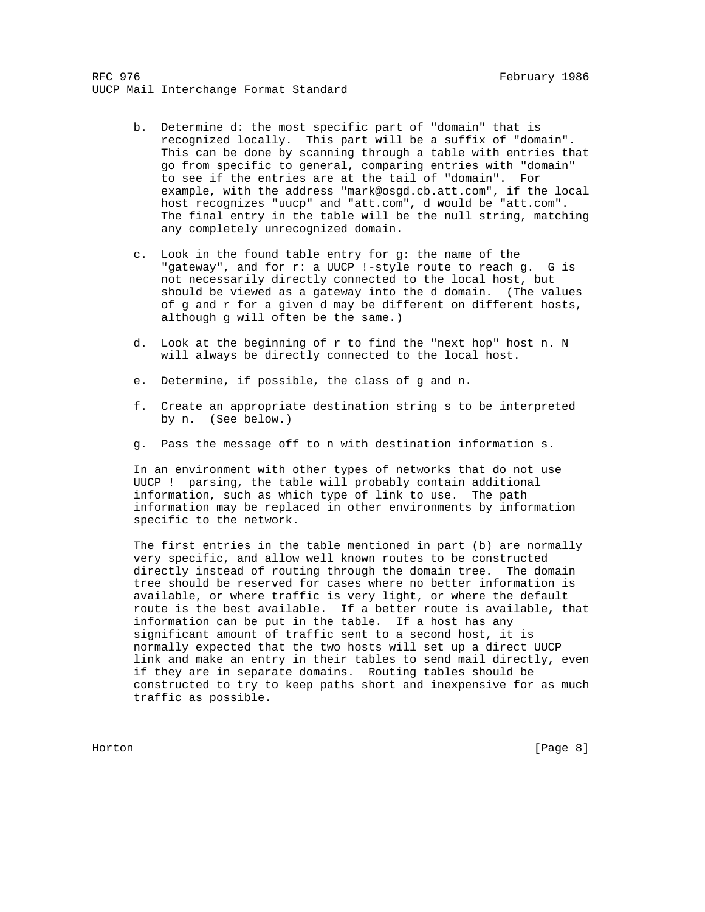b. Determine d: the most specific part of "domain" that is recognized locally. This part will be a suffix of "domain". This can be done by scanning through a table with entries that go from specific to general, comparing entries with "domain" to see if the entries are at the tail of "domain". For example, with the address "mark@osgd.cb.att.com", if the local host recognizes "uucp" and "att.com", d would be "att.com". The final entry in the table will be the null string, matching any completely unrecognized domain.

c. Look in the found table entry for g: the name of the "gateway", and for r: a UUCP !-style route to reach g. G is not necessarily directly connected to the local host, but should be viewed as a gateway into the d domain. (The values of g and r for a given d may be different on different hosts, although g will often be the same.)

d. Look at the beginning of r to find the "next hop" host n. N will always be directly connected to the local host.

e. Determine, if possible, the class of g and n.

f. Create an appropriate destination string s to be interpreted by n. (See below.)

g. Pass the message off to n with destination information s.

In an environment with other types of networks that do not use UUCP ! parsing, the table will probably contain additional information, such as which type of link to use. The path information may be replaced in other environments by information specific to the network.

The first entries in the table mentioned in part (b) are normally very specific, and allow well known routes to be constructed directly instead of routing through the domain tree. The domain tree should be reserved for cases where no better information is available, or where traffic is very light, or where the default route is the best available. If a better route is available, that information can be put in the table. If a host has any significant amount of traffic sent to a second host, it is normally expected that the two hosts will set up a direct UUCP link and make an entry in their tables to send mail directly, even if they are in separate domains. Routing tables should be constructed to try to keep paths short and inexpensive for as much traffic as possible.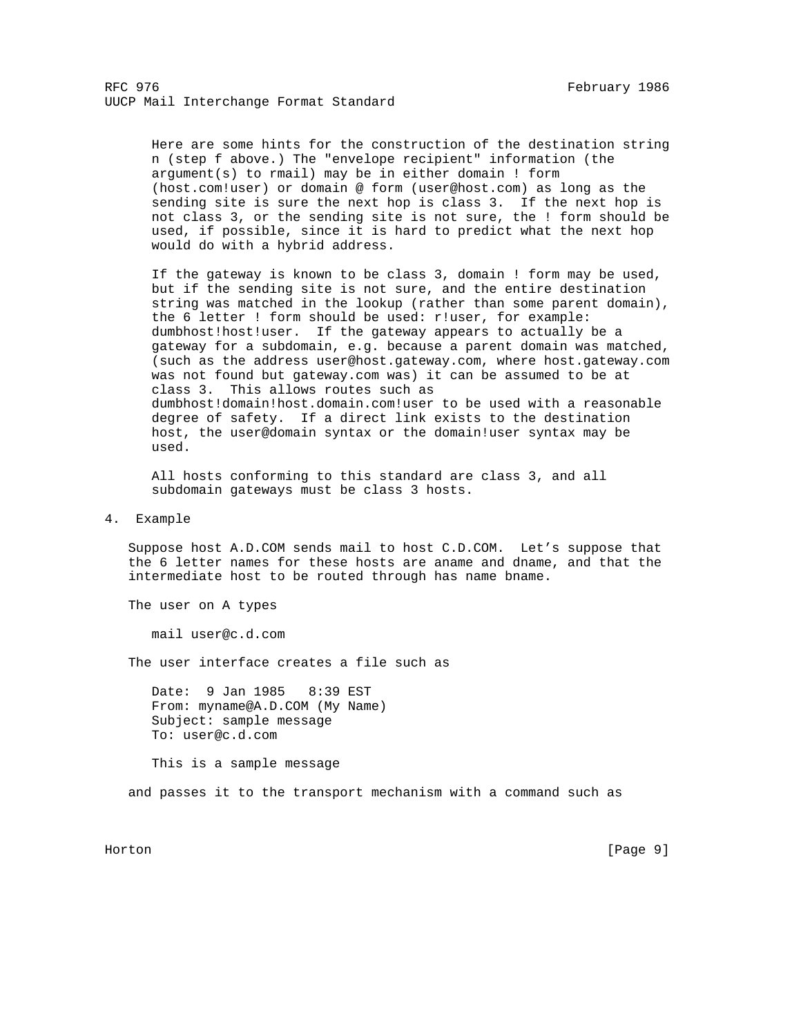Here are some hints for the construction of the destination string n (step f above.) The "envelope recipient" information (the argument(s) to rmail) may be in either domain ! form (host.com!user) or domain @ form (user@host.com) as long as the sending site is sure the next hop is class 3. If the next hop is not class 3, or the sending site is not sure, the ! form should be used, if possible, since it is hard to predict what the next hop would do with a hybrid address.

If the gateway is known to be class 3, domain ! form may be used, but if the sending site is not sure, and the entire destination string was matched in the lookup (rather than some parent domain), the 6 letter ! form should be used: r!user, for example: dumbhost!host!user. If the gateway appears to actually be a gateway for a subdomain, e.g. because a parent domain was matched, (such as the address user@host.gateway.com, where host.gateway.com was not found but gateway.com was) it can be assumed to be at class 3. This allows routes such as dumbhost!domain!host.domain.com!user to be used with a reasonable degree of safety. If a direct link exists to the destination host, the user@domain syntax or the domain!user syntax may be used.

All hosts conforming to this standard are class 3, and all subdomain gateways must be class 3 hosts.

## 4. Example

Suppose host A.D.COM sends mail to host C.D.COM. Let's suppose that the 6 letter names for these hosts are aname and dname, and that the intermediate host to be routed through has name bname.

The user on A types

```
mail user@c.d.com
```

The user interface creates a file such as

```
Date:  9 Jan 1985   8:39 EST
From: myname@A.D.COM (My Name)
Subject: sample message
To: user@c.d.com

This is a sample message
```

and passes it to the transport mechanism with a command such as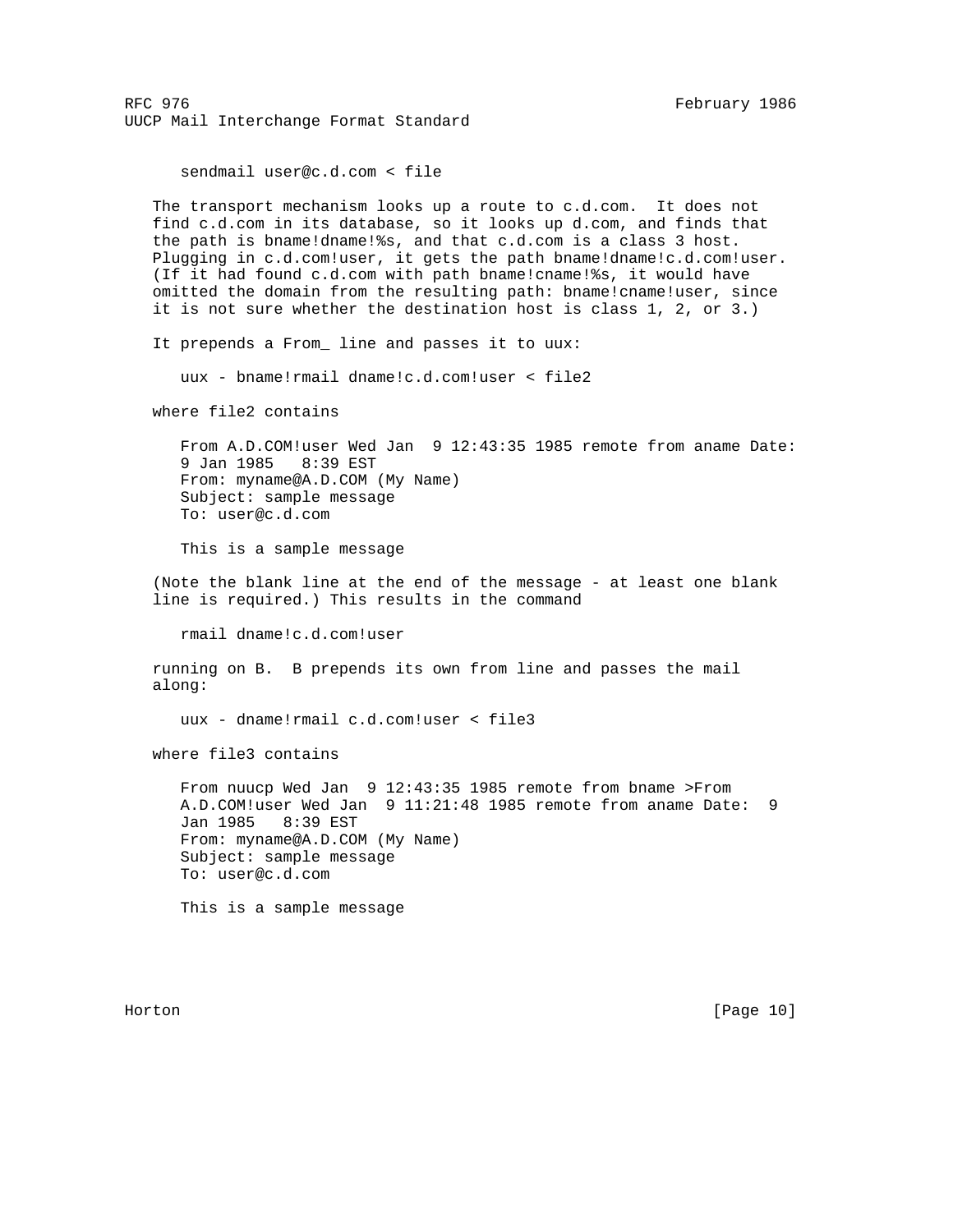```
sendmail user@c.d.com < file
```

The transport mechanism looks up a route to c.d.com. It does not find c.d.com in its database, so it looks up d.com, and finds that the path is bname!dname!%s, and that c.d.com is a class 3 host. Plugging in c.d.com!user, it gets the path bname!dname!c.d.com!user. (If it had found c.d.com with path bname!cname!%s, it would have omitted the domain from the resulting path: bname!cname!user, since it is not sure whether the destination host is class 1, 2, or 3.)

It prepends a From_ line and passes it to uux:

```
uux - bname!rmail dname!c.d.com!user < file2
```

where file2 contains

```
From A.D.COM!user Wed Jan  9 12:43:35 1985 remote from aname Date:
9 Jan 1985   8:39 EST
From: myname@A.D.COM (My Name)
Subject: sample message
To: user@c.d.com

This is a sample message
```

(Note the blank line at the end of the message - at least one blank line is required.) This results in the command

```
rmail dname!c.d.com!user
```

running on B. B prepends its own from line and passes the mail along:

```
uux - dname!rmail c.d.com!user < file3
```

where file3 contains

```
From nuucp Wed Jan  9 12:43:35 1985 remote from bname >From
A.D.COM!user Wed Jan  9 11:21:48 1985 remote from aname Date:  9
Jan 1985   8:39 EST
From: myname@A.D.COM (My Name)
Subject: sample message
To: user@c.d.com

This is a sample message
```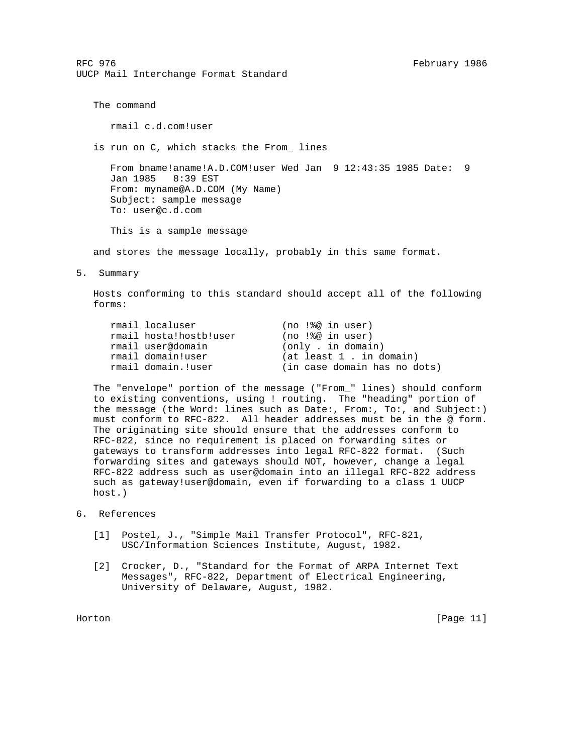The command

```
rmail c.d.com!user
```

is run on C, which stacks the From_ lines

```
From bname!aname!A.D.COM!user Wed Jan  9 12:43:35 1985 Date:  9
Jan 1985   8:39 EST
From: myname@A.D.COM (My Name)
Subject: sample message
To: user@c.d.com

This is a sample message
```

and stores the message locally, probably in this same format.

## 5. Summary

Hosts conforming to this standard should accept all of the following forms:

```
rmail localuser              (no !%@ in user)
rmail hosta!hostb!user       (no !%@ in user)
rmail user@domain            (only . in domain)
rmail domain!user            (at least 1 . in domain)
rmail domain.!user           (in case domain has no dots)
```

The "envelope" portion of the message ("From_" lines) should conform to existing conventions, using ! routing. The "heading" portion of the message (the Word: lines such as Date:, From:, To:, and Subject:) must conform to RFC-822. All header addresses must be in the @ form. The originating site should ensure that the addresses conform to RFC-822, since no requirement is placed on forwarding sites or gateways to transform addresses into legal RFC-822 format. (Such forwarding sites and gateways should NOT, however, change a legal RFC-822 address such as user@domain into an illegal RFC-822 address such as gateway!user@domain, even if forwarding to a class 1 UUCP host.)

## 6. References

[1] Postel, J., "Simple Mail Transfer Protocol", RFC-821, USC/Information Sciences Institute, August, 1982.

[2] Crocker, D., "Standard for the Format of ARPA Internet Text Messages", RFC-822, Department of Electrical Engineering, University of Delaware, August, 1982.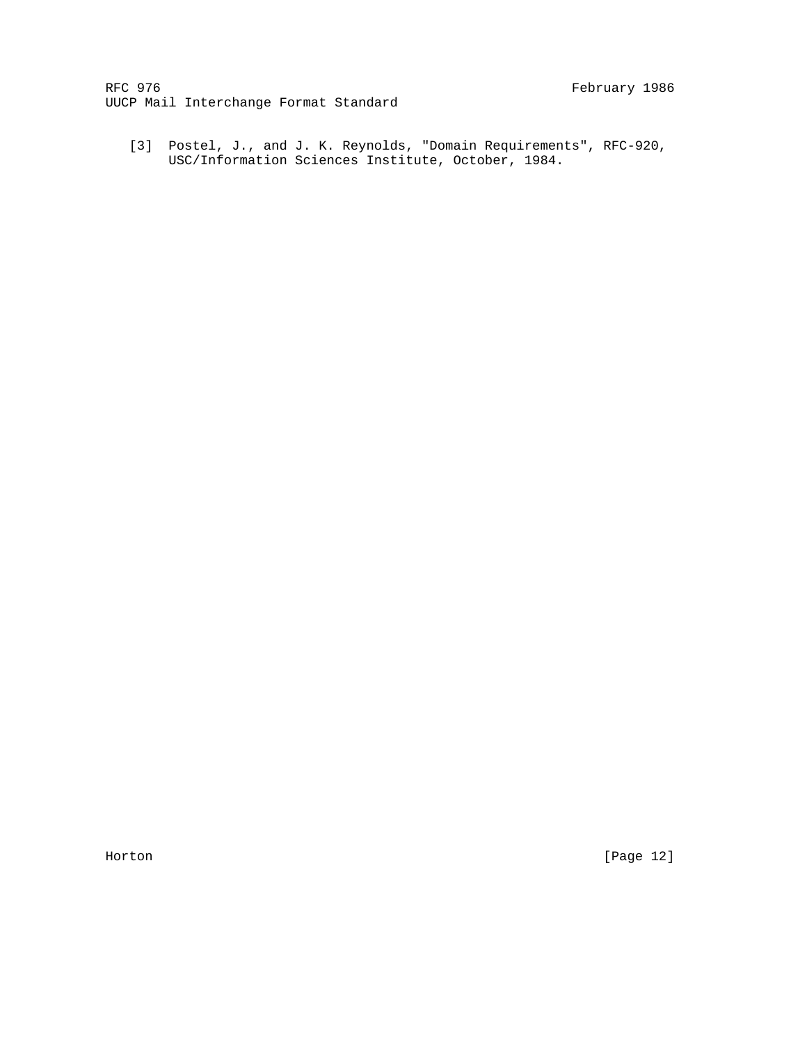[3] Postel, J., and J. K. Reynolds, "Domain Requirements", RFC-920, USC/Information Sciences Institute, October, 1984.